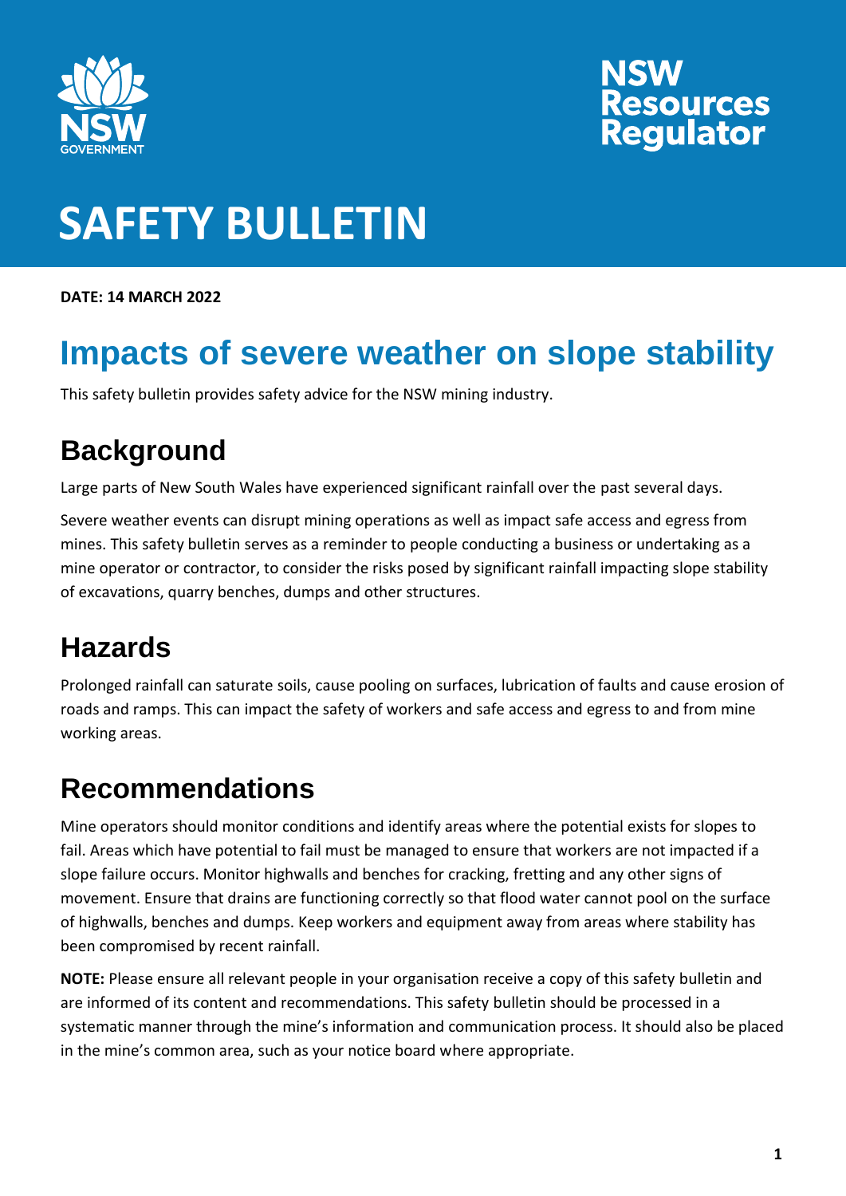NSW GOVERNMENT

NSW Resources Regulator

# SAFETY BULLETIN

**DATE: 14 MARCH 2022**

# Impacts of severe weather on slope stability

This safety bulletin provides safety advice for the NSW mining industry.

## Background

Large parts of New South Wales have experienced significant rainfall over the past several days.

Severe weather events can disrupt mining operations as well as impact safe access and egress from mines. This safety bulletin serves as a reminder to people conducting a business or undertaking as a mine operator or contractor, to consider the risks posed by significant rainfall impacting slope stability of excavations, quarry benches, dumps and other structures.

## Hazards

Prolonged rainfall can saturate soils, cause pooling on surfaces, lubrication of faults and cause erosion of roads and ramps. This can impact the safety of workers and safe access and egress to and from mine working areas.

## Recommendations

Mine operators should monitor conditions and identify areas where the potential exists for slopes to fail. Areas which have potential to fail must be managed to ensure that workers are not impacted if a slope failure occurs. Monitor highwalls and benches for cracking, fretting and any other signs of movement. Ensure that drains are functioning correctly so that flood water cannot pool on the surface of highwalls, benches and dumps. Keep workers and equipment away from areas where stability has been compromised by recent rainfall.

**NOTE:** Please ensure all relevant people in your organisation receive a copy of this safety bulletin and are informed of its content and recommendations. This safety bulletin should be processed in a systematic manner through the mine's information and communication process. It should also be placed in the mine's common area, such as your notice board where appropriate.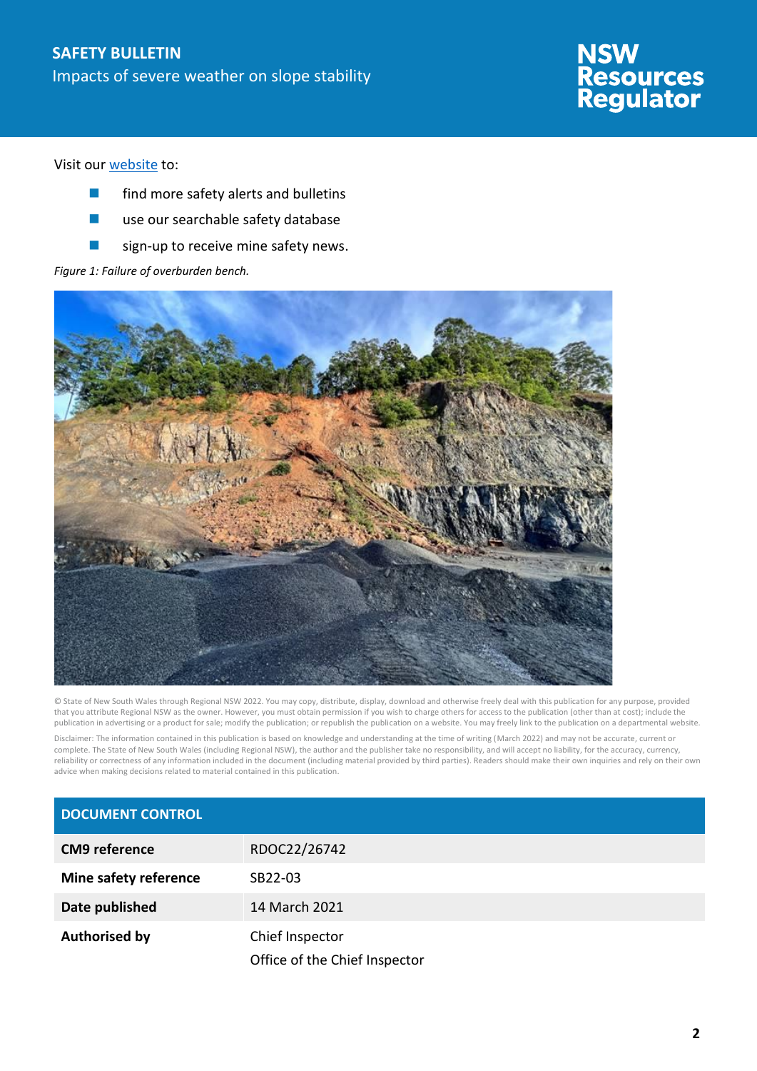# SAFETY BULLETIN

Impacts of severe weather on slope stability

Visit our [website](website) to:

- find more safety alerts and bulletins
- use our searchable safety database
- sign-up to receive mine safety news.

*Figure 1: Failure of overburden bench.*

© State of New South Wales through Regional NSW 2022. You may copy, distribute, display, download and otherwise freely deal with this publication for any purpose, provided that you attribute Regional NSW as the owner. However, you must obtain permission if you wish to charge others for access to the publication (other than at cost); include the publication in advertising or a product for sale; modify the publication; or republish the publication on a website. You may freely link to the publication on a departmental website.

Disclaimer: The information contained in this publication is based on knowledge and understanding at the time of writing (March 2022) and may not be accurate, current or complete. The State of New South Wales (including Regional NSW), the author and the publisher take no responsibility, and will accept no liability, for the accuracy, currency, reliability or correctness of any information included in the document (including material provided by third parties). Readers should make their own inquiries and rely on their own advice when making decisions related to material contained in this publication.

| DOCUMENT CONTROL | |
|---|---|
| **CM9 reference** | RDOC22/26742 |
| **Mine safety reference** | SB22-03 |
| **Date published** | 14 March 2021 |
| **Authorised by** | Chief Inspector<br>Office of the Chief Inspector |